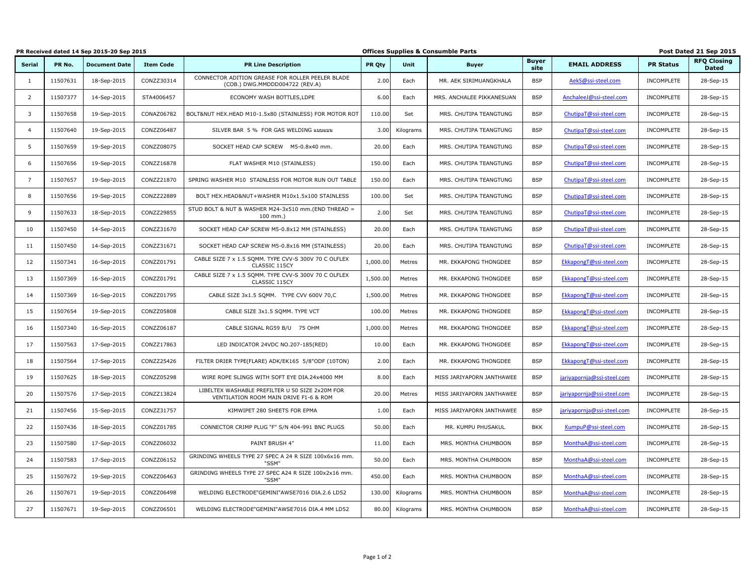PR Received dated 14 Sep 2015-20 Sep 2015 | Offices Supplies & Consumble Parts | Post Dated 21 Sep 2015

| Serial | PR No. | Document Date | Item Code | PR Line Description | PR Qty | Unit | Buyer | Buyer site | EMAIL ADDRESS | PR Status | RFQ Closing Dated |
|---|---|---|---|---|---|---|---|---|---|---|---|
| 1 | 11507631 | 18-Sep-2015 | CONZZ30314 | CONNECTOR ADITION GREASE FOR ROLLER PEELER BLADE (COB.) DWG.MMDDD004722 (REV.A) | 2.00 | Each | MR. AEK SIRIMUANGKHALA | BSP | AekS@ssi-steel.com | INCOMPLETE | 28-Sep-15 |
| 2 | 11507377 | 14-Sep-2015 | STA4006457 | ECONOMY WASH BOTTLES,LDPE | 6.00 | Each | MRS. ANCHALEE PIKKANESUAN | BSP | AnchaleeJ@ssi-steel.com | INCOMPLETE | 28-Sep-15 |
| 3 | 11507658 | 19-Sep-2015 | CONAZ06782 | BOLT&NUT HEX.HEAD M10-1.5x80 (STAINLESS) FOR MOTOR ROT | 110.00 | Set | MRS. CHUTIPA TEANGTUNG | BSP | ChutipaT@ssi-steel.com | INCOMPLETE | 28-Sep-15 |
| 4 | 11507640 | 19-Sep-2015 | CONZZ06487 | SILVER BAR 5 % FOR GAS WELDING แบบแบน | 3.00 | Kilograms | MRS. CHUTIPA TEANGTUNG | BSP | ChutipaT@ssi-steel.com | INCOMPLETE | 28-Sep-15 |
| 5 | 11507659 | 19-Sep-2015 | CONZZ08075 | SOCKET HEAD CAP SCREW M5-0.8x40 mm. | 20.00 | Each | MRS. CHUTIPA TEANGTUNG | BSP | ChutipaT@ssi-steel.com | INCOMPLETE | 28-Sep-15 |
| 6 | 11507656 | 19-Sep-2015 | CONZZ16878 | FLAT WASHER M10 (STAINLESS) | 150.00 | Each | MRS. CHUTIPA TEANGTUNG | BSP | ChutipaT@ssi-steel.com | INCOMPLETE | 28-Sep-15 |
| 7 | 11507657 | 19-Sep-2015 | CONZZ21870 | SPRING WASHER M10 STAINLESS FOR MOTOR RUN OUT TABLE | 150.00 | Each | MRS. CHUTIPA TEANGTUNG | BSP | ChutipaT@ssi-steel.com | INCOMPLETE | 28-Sep-15 |
| 8 | 11507656 | 19-Sep-2015 | CONZZ22889 | BOLT HEX.HEAD&NUT+WASHER M10x1.5x100 STAINLESS | 100.00 | Set | MRS. CHUTIPA TEANGTUNG | BSP | ChutipaT@ssi-steel.com | INCOMPLETE | 28-Sep-15 |
| 9 | 11507633 | 18-Sep-2015 | CONZZ29855 | STUD BOLT & NUT & WASHER M24-3x510 mm.(END THREAD = 100 mm.) | 2.00 | Set | MRS. CHUTIPA TEANGTUNG | BSP | ChutipaT@ssi-steel.com | INCOMPLETE | 28-Sep-15 |
| 10 | 11507450 | 14-Sep-2015 | CONZZ31670 | SOCKET HEAD CAP SCREW M5-0.8x12 MM (STAINLESS) | 20.00 | Each | MRS. CHUTIPA TEANGTUNG | BSP | ChutipaT@ssi-steel.com | INCOMPLETE | 28-Sep-15 |
| 11 | 11507450 | 14-Sep-2015 | CONZZ31671 | SOCKET HEAD CAP SCREW M5-0.8x16 MM (STAINLESS) | 20.00 | Each | MRS. CHUTIPA TEANGTUNG | BSP | ChutipaT@ssi-steel.com | INCOMPLETE | 28-Sep-15 |
| 12 | 11507341 | 16-Sep-2015 | CONZZ01791 | CABLE SIZE 7 x 1.5 SQMM. TYPE CVV-S 300V 70 C OLFLEX CLASSIC 115CY | 1,000.00 | Metres | MR. EKKAPONG THONGDEE | BSP | EkkapongT@ssi-steel.com | INCOMPLETE | 28-Sep-15 |
| 13 | 11507369 | 16-Sep-2015 | CONZZ01791 | CABLE SIZE 7 x 1.5 SQMM. TYPE CVV-S 300V 70 C OLFLEX CLASSIC 115CY | 1,500.00 | Metres | MR. EKKAPONG THONGDEE | BSP | EkkapongT@ssi-steel.com | INCOMPLETE | 28-Sep-15 |
| 14 | 11507369 | 16-Sep-2015 | CONZZ01795 | CABLE SIZE 3x1.5 SQMM. TYPE CVV 600V 70,C | 1,500.00 | Metres | MR. EKKAPONG THONGDEE | BSP | EkkapongT@ssi-steel.com | INCOMPLETE | 28-Sep-15 |
| 15 | 11507654 | 19-Sep-2015 | CONZZ05808 | CABLE SIZE 3x1.5 SQMM. TYPE VCT | 100.00 | Metres | MR. EKKAPONG THONGDEE | BSP | EkkapongT@ssi-steel.com | INCOMPLETE | 28-Sep-15 |
| 16 | 11507340 | 16-Sep-2015 | CONZZ06187 | CABLE SIGNAL RG59 B/U 75 OHM | 1,000.00 | Metres | MR. EKKAPONG THONGDEE | BSP | EkkapongT@ssi-steel.com | INCOMPLETE | 28-Sep-15 |
| 17 | 11507563 | 17-Sep-2015 | CONZZ17863 | LED INDICATOR 24VDC NO.207-185(RED) | 10.00 | Each | MR. EKKAPONG THONGDEE | BSP | EkkapongT@ssi-steel.com | INCOMPLETE | 28-Sep-15 |
| 18 | 11507564 | 17-Sep-2015 | CONZZ25426 | FILTER DRIER TYPE(FLARE) ADK/EK165 5/8"ODF (10TON) | 2.00 | Each | MR. EKKAPONG THONGDEE | BSP | EkkapongT@ssi-steel.com | INCOMPLETE | 28-Sep-15 |
| 19 | 11507625 | 18-Sep-2015 | CONZZ05298 | WIRE ROPE SLINGS WITH SOFT EYE DIA.24x4000 MM | 8.00 | Each | MISS JARIYAPORN JANTHAWEE | BSP | jariyapornja@ssi-steel.com | INCOMPLETE | 28-Sep-15 |
| 20 | 11507576 | 17-Sep-2015 | CONZZ13824 | LIBELTEX WASHABLE PREFILTER U 50 SIZE 2x20M FOR VENTILATION ROOM MAIN DRIVE F1-6 & ROM | 20.00 | Metres | MISS JARIYAPORN JANTHAWEE | BSP | jariyapornja@ssi-steel.com | INCOMPLETE | 28-Sep-15 |
| 21 | 11507456 | 15-Sep-2015 | CONZZ31757 | KIMWIPET 280 SHEETS FOR EPMA | 1.00 | Each | MISS JARIYAPORN JANTHAWEE | BSP | jariyapornja@ssi-steel.com | INCOMPLETE | 28-Sep-15 |
| 22 | 11507436 | 18-Sep-2015 | CONZZ01785 | CONNECTOR CRIMP PLUG "F" S/N 404-991 BNC PLUGS | 50.00 | Each | MR. KUMPU PHUSAKUL | BKK | KumpuP@ssi-steel.com | INCOMPLETE | 28-Sep-15 |
| 23 | 11507580 | 17-Sep-2015 | CONZZ06032 | PAINT BRUSH 4" | 11.00 | Each | MRS. MONTHA CHUMBOON | BSP | MonthaA@ssi-steel.com | INCOMPLETE | 28-Sep-15 |
| 24 | 11507583 | 17-Sep-2015 | CONZZ06152 | GRINDING WHEELS TYPE 27 SPEC A 24 R SIZE 100x6x16 mm. "SSM" | 50.00 | Each | MRS. MONTHA CHUMBOON | BSP | MonthaA@ssi-steel.com | INCOMPLETE | 28-Sep-15 |
| 25 | 11507672 | 19-Sep-2015 | CONZZ06463 | GRINDING WHEELS TYPE 27 SPEC A24 R SIZE 100x2x16 mm. "SSM" | 450.00 | Each | MRS. MONTHA CHUMBOON | BSP | MonthaA@ssi-steel.com | INCOMPLETE | 28-Sep-15 |
| 26 | 11507671 | 19-Sep-2015 | CONZZ06498 | WELDING ELECTRODE"GEMINI"AWSE7016 DIA.2.6 LD52 | 130.00 | Kilograms | MRS. MONTHA CHUMBOON | BSP | MonthaA@ssi-steel.com | INCOMPLETE | 28-Sep-15 |
| 27 | 11507671 | 19-Sep-2015 | CONZZ06501 | WELDING ELECTRODE"GEMINI"AWSE7016 DIA.4 MM LD52 | 80.00 | Kilograms | MRS. MONTHA CHUMBOON | BSP | MonthaA@ssi-steel.com | INCOMPLETE | 28-Sep-15 |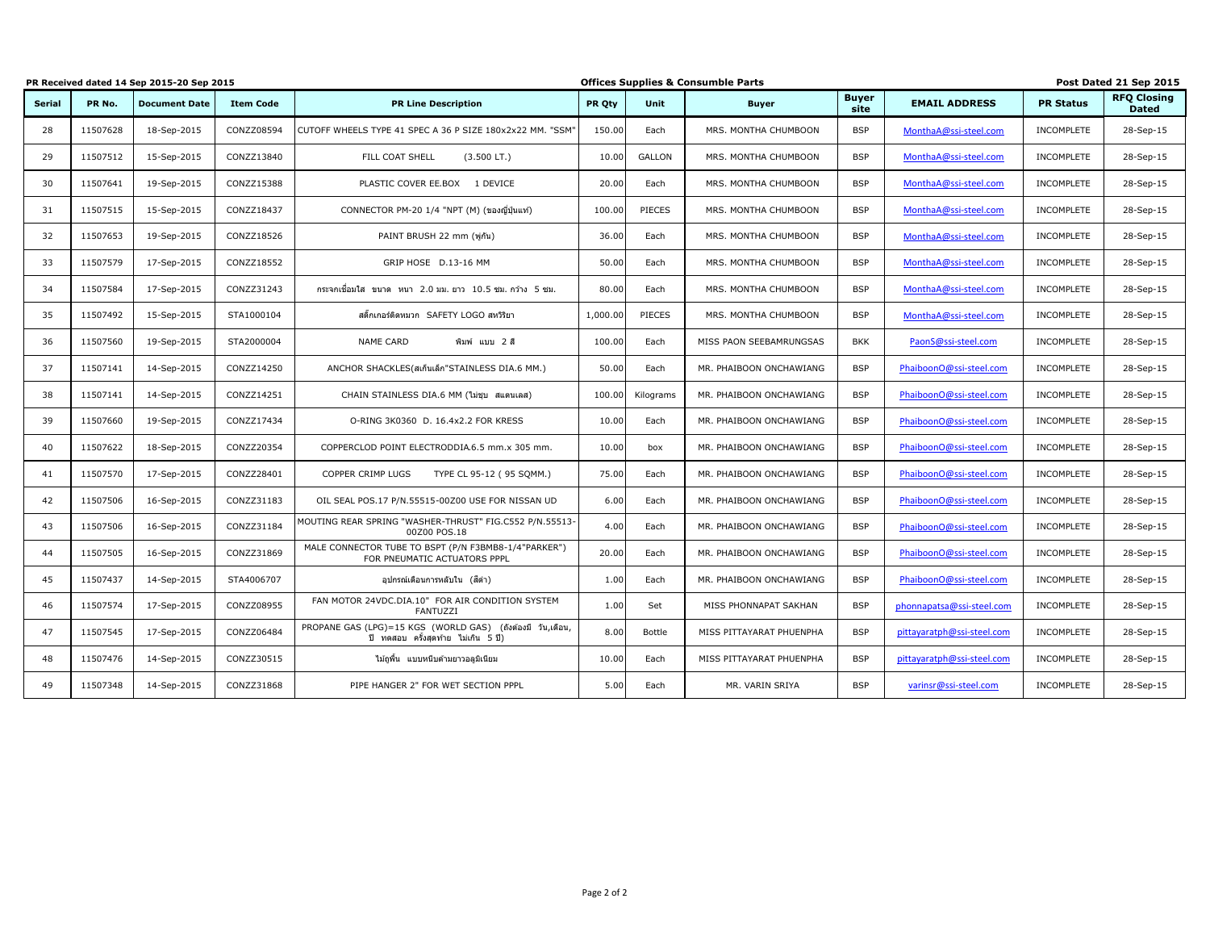**PR Received dated 14 Sep 2015-20 Sep 2015** | **Offices Supplies & Consumble Parts** | **Post Dated 21 Sep 2015**

| Serial | PR No. | Document Date | Item Code | PR Line Description | PR Qty | Unit | Buyer | Buyer site | EMAIL ADDRESS | PR Status | RFQ Closing Dated |
|---|---|---|---|---|---|---|---|---|---|---|---|
| 28 | 11507628 | 18-Sep-2015 | CONZZ08594 | CUTOFF WHEELS TYPE 41 SPEC A 36 P SIZE 180x2x22 MM. "SSM" | 150.00 | Each | MRS. MONTHA CHUMBOON | BSP | MonthaA@ssi-steel.com | INCOMPLETE | 28-Sep-15 |
| 29 | 11507512 | 15-Sep-2015 | CONZZ13840 | FILL COAT SHELL (3.500 LT.) | 10.00 | GALLON | MRS. MONTHA CHUMBOON | BSP | MonthaA@ssi-steel.com | INCOMPLETE | 28-Sep-15 |
| 30 | 11507641 | 19-Sep-2015 | CONZZ15388 | PLASTIC COVER EE.BOX 1 DEVICE | 20.00 | Each | MRS. MONTHA CHUMBOON | BSP | MonthaA@ssi-steel.com | INCOMPLETE | 28-Sep-15 |
| 31 | 11507515 | 15-Sep-2015 | CONZZ18437 | CONNECTOR PM-20 1/4 "NPT (M) (ของญี่ปุ่นแท้) | 100.00 | PIECES | MRS. MONTHA CHUMBOON | BSP | MonthaA@ssi-steel.com | INCOMPLETE | 28-Sep-15 |
| 32 | 11507653 | 19-Sep-2015 | CONZZ18526 | PAINT BRUSH 22 mm (พู่กัน) | 36.00 | Each | MRS. MONTHA CHUMBOON | BSP | MonthaA@ssi-steel.com | INCOMPLETE | 28-Sep-15 |
| 33 | 11507579 | 17-Sep-2015 | CONZZ18552 | GRIP HOSE D.13-16 MM | 50.00 | Each | MRS. MONTHA CHUMBOON | BSP | MonthaA@ssi-steel.com | INCOMPLETE | 28-Sep-15 |
| 34 | 11507584 | 17-Sep-2015 | CONZZ31243 | กระจกเชื่อมใส ขนาด หนา 2.0 มม. ยาว 10.5 ซม. กว้าง 5 ซม. | 80.00 | Each | MRS. MONTHA CHUMBOON | BSP | MonthaA@ssi-steel.com | INCOMPLETE | 28-Sep-15 |
| 35 | 11507492 | 15-Sep-2015 | STA1000104 | สติ๊กเกอร์ติดหมวก SAFETY LOGO สหวิริยา | 1,000.00 | PIECES | MRS. MONTHA CHUMBOON | BSP | MonthaA@ssi-steel.com | INCOMPLETE | 28-Sep-15 |
| 36 | 11507560 | 19-Sep-2015 | STA2000004 | NAME CARD พิมพ์ แบบ 2 สี | 100.00 | Each | MISS PAON SEEBAMRUNGSAS | BKK | PaonS@ssi-steel.com | INCOMPLETE | 28-Sep-15 |
| 37 | 11507141 | 14-Sep-2015 | CONZZ14250 | ANCHOR SHACKLES(สเก็นเล็ก"STAINLESS DIA.6 MM.) | 50.00 | Each | MR. PHAIBOON ONCHAWIANG | BSP | PhaiboonO@ssi-steel.com | INCOMPLETE | 28-Sep-15 |
| 38 | 11507141 | 14-Sep-2015 | CONZZ14251 | CHAIN STAINLESS DIA.6 MM (ไม่ชุบ สแตนเลส) | 100.00 | Kilograms | MR. PHAIBOON ONCHAWIANG | BSP | PhaiboonO@ssi-steel.com | INCOMPLETE | 28-Sep-15 |
| 39 | 11507660 | 19-Sep-2015 | CONZZ17434 | O-RING 3K0360 D. 16.4x2.2 FOR KRESS | 10.00 | Each | MR. PHAIBOON ONCHAWIANG | BSP | PhaiboonO@ssi-steel.com | INCOMPLETE | 28-Sep-15 |
| 40 | 11507622 | 18-Sep-2015 | CONZZ20354 | COPPERCLOD POINT ELECTRODDIA.6.5 mm.x 305 mm. | 10.00 | box | MR. PHAIBOON ONCHAWIANG | BSP | PhaiboonO@ssi-steel.com | INCOMPLETE | 28-Sep-15 |
| 41 | 11507570 | 17-Sep-2015 | CONZZ28401 | COPPER CRIMP LUGS TYPE CL 95-12 ( 95 SQMM.) | 75.00 | Each | MR. PHAIBOON ONCHAWIANG | BSP | PhaiboonO@ssi-steel.com | INCOMPLETE | 28-Sep-15 |
| 42 | 11507506 | 16-Sep-2015 | CONZZ31183 | OIL SEAL POS.17 P/N.55515-00Z00 USE FOR NISSAN UD | 6.00 | Each | MR. PHAIBOON ONCHAWIANG | BSP | PhaiboonO@ssi-steel.com | INCOMPLETE | 28-Sep-15 |
| 43 | 11507506 | 16-Sep-2015 | CONZZ31184 | MOUTING REAR SPRING "WASHER-THRUST" FIG.C552 P/N.55513-00Z00 POS.18 | 4.00 | Each | MR. PHAIBOON ONCHAWIANG | BSP | PhaiboonO@ssi-steel.com | INCOMPLETE | 28-Sep-15 |
| 44 | 11507505 | 16-Sep-2015 | CONZZ31869 | MALE CONNECTOR TUBE TO BSPT (P/N F3BMB8-1/4"PARKER") FOR PNEUMATIC ACTUATORS PPPL | 20.00 | Each | MR. PHAIBOON ONCHAWIANG | BSP | PhaiboonO@ssi-steel.com | INCOMPLETE | 28-Sep-15 |
| 45 | 11507437 | 14-Sep-2015 | STA4006707 | อุปกรณ์เตือนการหลับใน (สีดำ) | 1.00 | Each | MR. PHAIBOON ONCHAWIANG | BSP | PhaiboonO@ssi-steel.com | INCOMPLETE | 28-Sep-15 |
| 46 | 11507574 | 17-Sep-2015 | CONZZ08955 | FAN MOTOR 24VDC.DIA.10" FOR AIR CONDITION SYSTEM FANTUZZI | 1.00 | Set | MISS PHONNAPAT SAKHAN | BSP | phonnapatsa@ssi-steel.com | INCOMPLETE | 28-Sep-15 |
| 47 | 11507545 | 17-Sep-2015 | CONZZ06484 | PROPANE GAS (LPG)=15 KGS (WORLD GAS) (ถังต้องมี วัน,เดือน, ปี ทดสอบ ครั้งสุดท้าย ไม่เกิน 5 ปี) | 8.00 | Bottle | MISS PITTAYARAT PHUENPHA | BSP | pittayaratph@ssi-steel.com | INCOMPLETE | 28-Sep-15 |
| 48 | 11507476 | 14-Sep-2015 | CONZZ30515 | ไม้ถูพื้น แบบหนีบด้ามยาวอลูมิเนียม | 10.00 | Each | MISS PITTAYARAT PHUENPHA | BSP | pittayaratph@ssi-steel.com | INCOMPLETE | 28-Sep-15 |
| 49 | 11507348 | 14-Sep-2015 | CONZZ31868 | PIPE HANGER 2" FOR WET SECTION PPPL | 5.00 | Each | MR. VARIN SRIYA | BSP | varinsr@ssi-steel.com | INCOMPLETE | 28-Sep-15 |